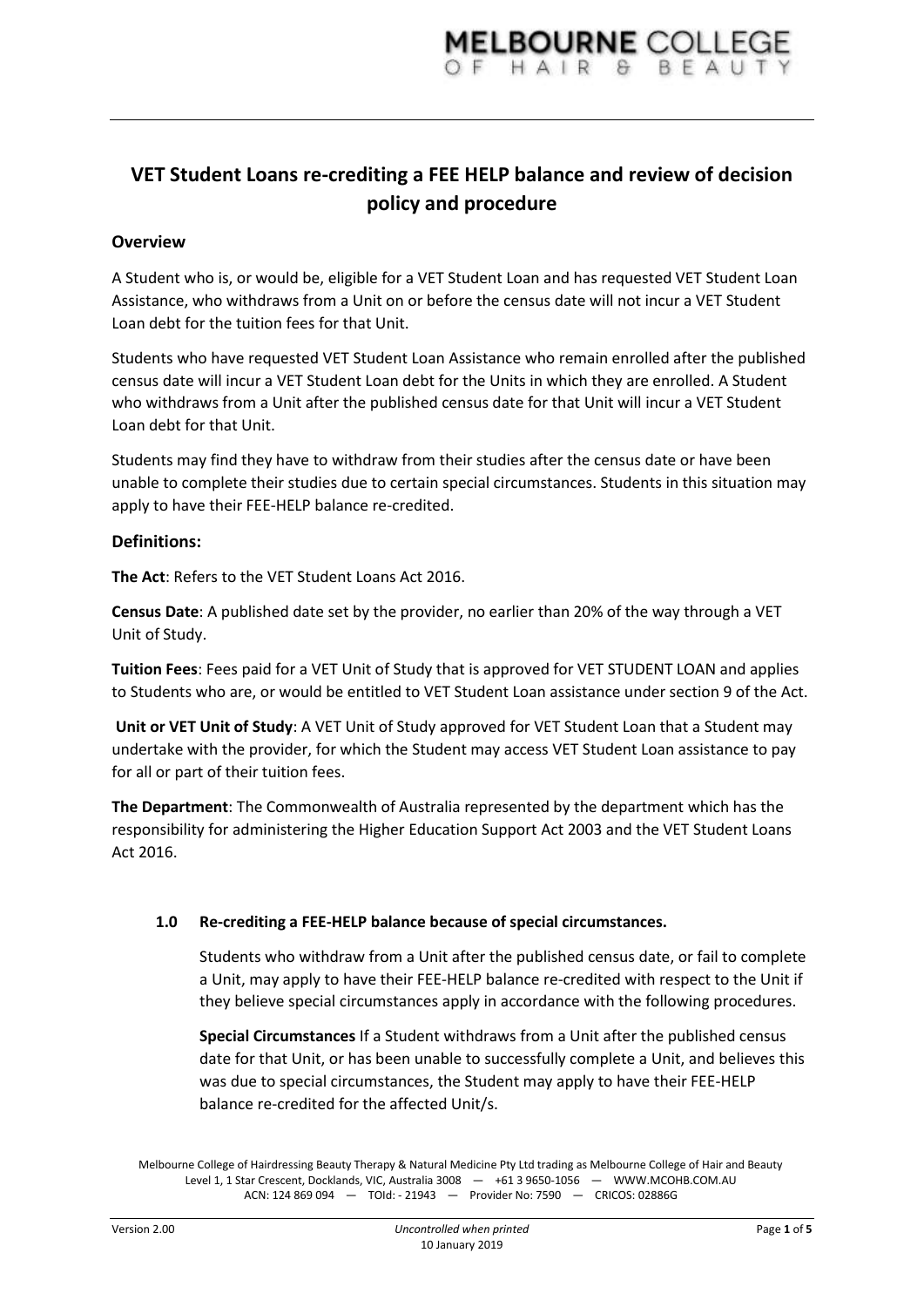# VET Student Loans re-crediting a FEE HELP balance and review of decision policy and procedure

## Overview

A Student who is, or would be, eligible for a VET Student Loan and has requested VET Student Loan Assistance, who withdraws from a Unit on or before the census date will not incur a VET Student Loan debt for the tuition fees for that Unit.

Students who have requested VET Student Loan Assistance who remain enrolled after the published census date will incur a VET Student Loan debt for the Units in which they are enrolled. A Student who withdraws from a Unit after the published census date for that Unit will incur a VET Student Loan debt for that Unit.

Students may find they have to withdraw from their studies after the census date or have been unable to complete their studies due to certain special circumstances. Students in this situation may apply to have their FEE-HELP balance re-credited.

## Definitions:

**The Act**: Refers to the VET Student Loans Act 2016.

**Census Date**: A published date set by the provider, no earlier than 20% of the way through a VET Unit of Study.

**Tuition Fees**: Fees paid for a VET Unit of Study that is approved for VET STUDENT LOAN and applies to Students who are, or would be entitled to VET Student Loan assistance under section 9 of the Act.

**Unit or VET Unit of Study**: A VET Unit of Study approved for VET Student Loan that a Student may undertake with the provider, for which the Student may access VET Student Loan assistance to pay for all or part of their tuition fees.

**The Department**: The Commonwealth of Australia represented by the department which has the responsibility for administering the Higher Education Support Act 2003 and the VET Student Loans Act 2016.

### 1.0 Re-crediting a FEE-HELP balance because of special circumstances.

Students who withdraw from a Unit after the published census date, or fail to complete a Unit, may apply to have their FEE-HELP balance re-credited with respect to the Unit if they believe special circumstances apply in accordance with the following procedures.

**Special Circumstances** If a Student withdraws from a Unit after the published census date for that Unit, or has been unable to successfully complete a Unit, and believes this was due to special circumstances, the Student may apply to have their FEE-HELP balance re-credited for the affected Unit/s.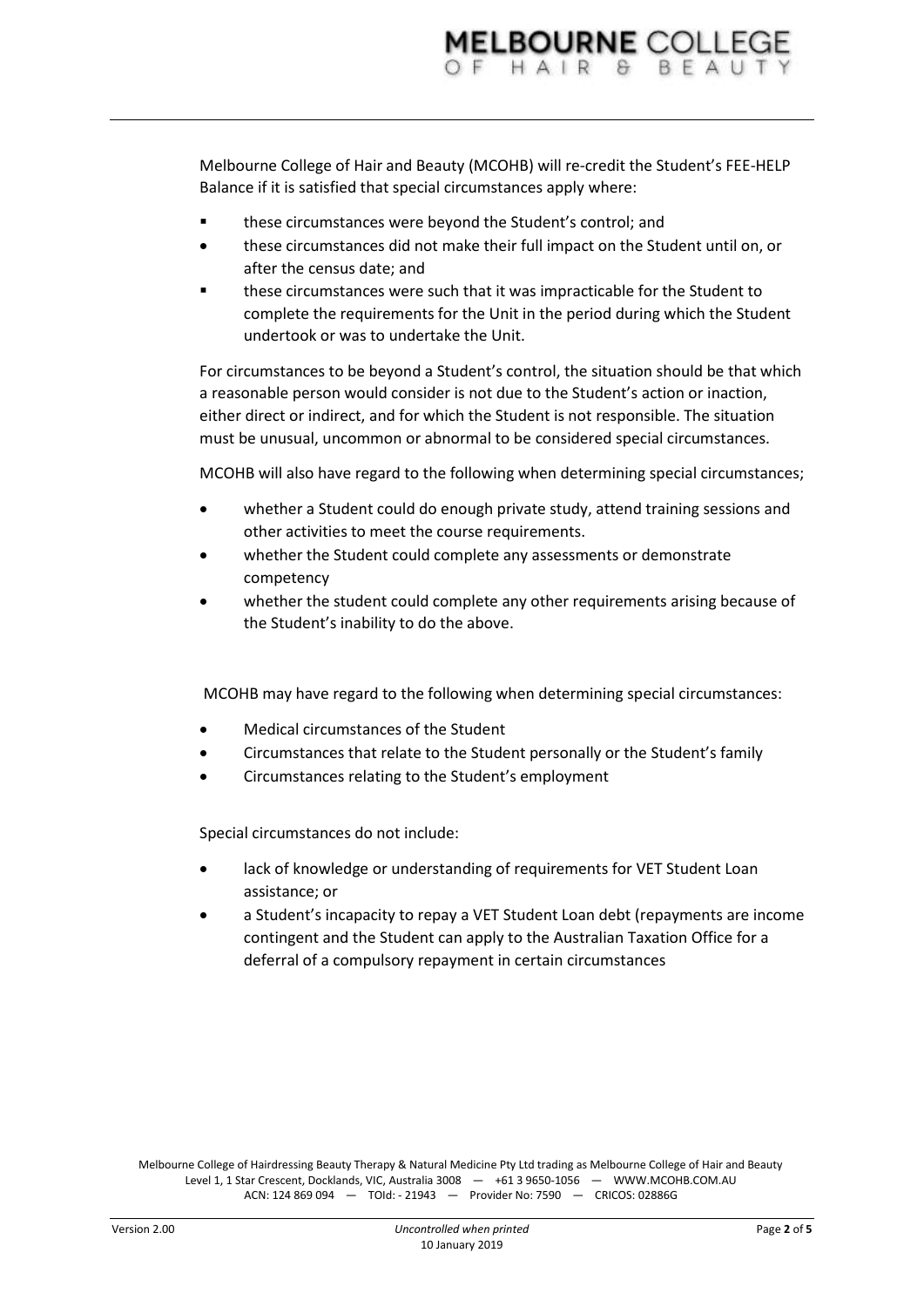Melbourne College of Hair and Beauty (MCOHB) will re-credit the Student's FEE-HELP Balance if it is satisfied that special circumstances apply where:

- these circumstances were beyond the Student's control; and
- these circumstances did not make their full impact on the Student until on, or after the census date; and
- these circumstances were such that it was impracticable for the Student to complete the requirements for the Unit in the period during which the Student undertook or was to undertake the Unit.

For circumstances to be beyond a Student's control, the situation should be that which a reasonable person would consider is not due to the Student's action or inaction, either direct or indirect, and for which the Student is not responsible. The situation must be unusual, uncommon or abnormal to be considered special circumstances.

MCOHB will also have regard to the following when determining special circumstances;

- whether a Student could do enough private study, attend training sessions and other activities to meet the course requirements.
- whether the Student could complete any assessments or demonstrate competency
- whether the student could complete any other requirements arising because of the Student's inability to do the above.

MCOHB may have regard to the following when determining special circumstances:

- Medical circumstances of the Student
- Circumstances that relate to the Student personally or the Student's family
- Circumstances relating to the Student's employment

Special circumstances do not include:

- lack of knowledge or understanding of requirements for VET Student Loan assistance; or
- a Student's incapacity to repay a VET Student Loan debt (repayments are income contingent and the Student can apply to the Australian Taxation Office for a deferral of a compulsory repayment in certain circumstances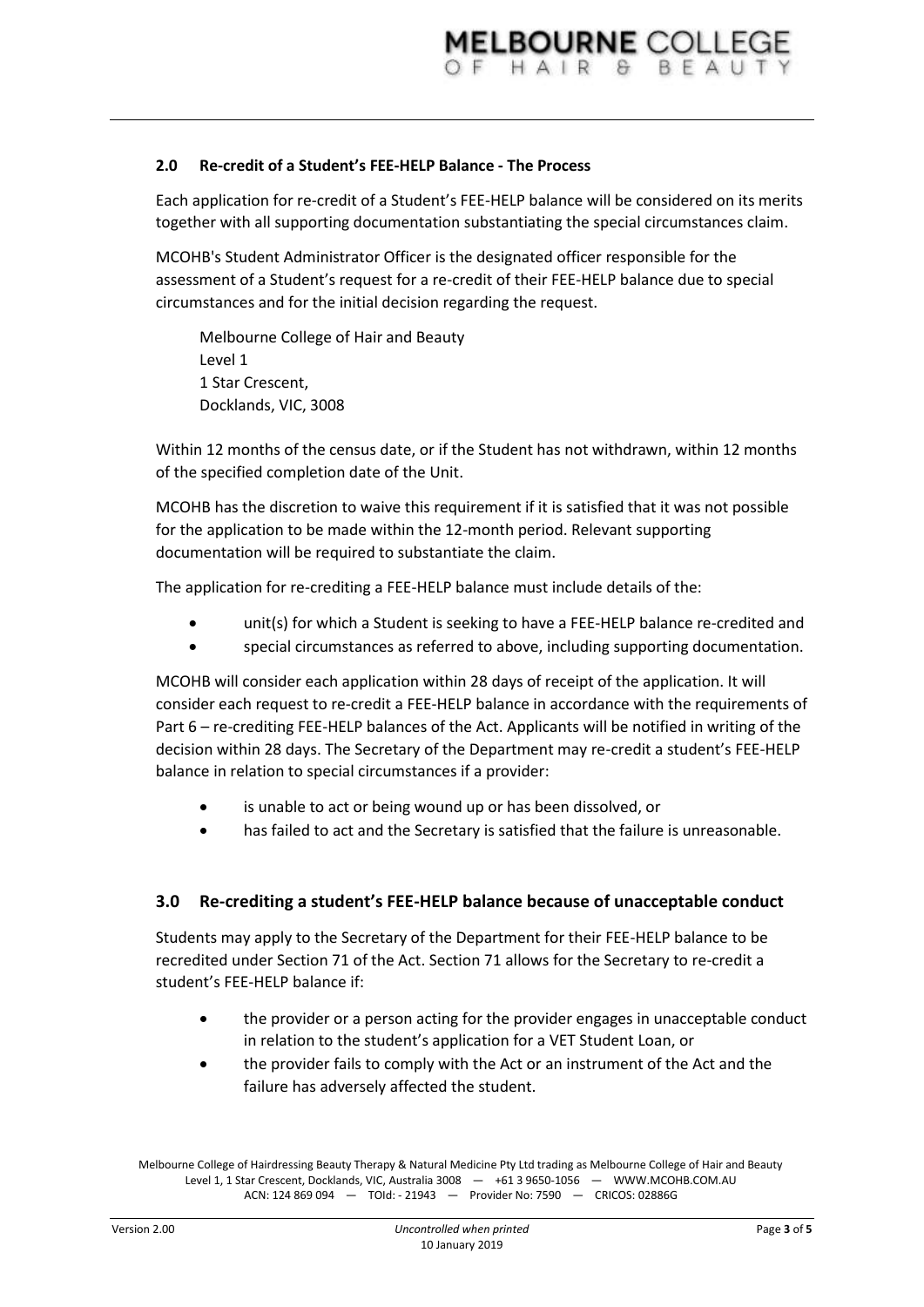## 2.0 Re-credit of a Student's FEE-HELP Balance - The Process

Each application for re-credit of a Student's FEE-HELP balance will be considered on its merits together with all supporting documentation substantiating the special circumstances claim.

MCOHB's Student Administrator Officer is the designated officer responsible for the assessment of a Student's request for a re-credit of their FEE-HELP balance due to special circumstances and for the initial decision regarding the request.

Melbourne College of Hair and Beauty
Level 1
1 Star Crescent,
Docklands, VIC, 3008

Within 12 months of the census date, or if the Student has not withdrawn, within 12 months of the specified completion date of the Unit.

MCOHB has the discretion to waive this requirement if it is satisfied that it was not possible for the application to be made within the 12-month period. Relevant supporting documentation will be required to substantiate the claim.

The application for re-crediting a FEE-HELP balance must include details of the:

- unit(s) for which a Student is seeking to have a FEE-HELP balance re-credited and
- special circumstances as referred to above, including supporting documentation.

MCOHB will consider each application within 28 days of receipt of the application. It will consider each request to re-credit a FEE-HELP balance in accordance with the requirements of Part 6 – re-crediting FEE-HELP balances of the Act. Applicants will be notified in writing of the decision within 28 days. The Secretary of the Department may re-credit a student's FEE-HELP balance in relation to special circumstances if a provider:

- is unable to act or being wound up or has been dissolved, or
- has failed to act and the Secretary is satisfied that the failure is unreasonable.

## 3.0 Re-crediting a student's FEE-HELP balance because of unacceptable conduct

Students may apply to the Secretary of the Department for their FEE-HELP balance to be recredited under Section 71 of the Act. Section 71 allows for the Secretary to re-credit a student's FEE-HELP balance if:

- the provider or a person acting for the provider engages in unacceptable conduct in relation to the student's application for a VET Student Loan, or
- the provider fails to comply with the Act or an instrument of the Act and the failure has adversely affected the student.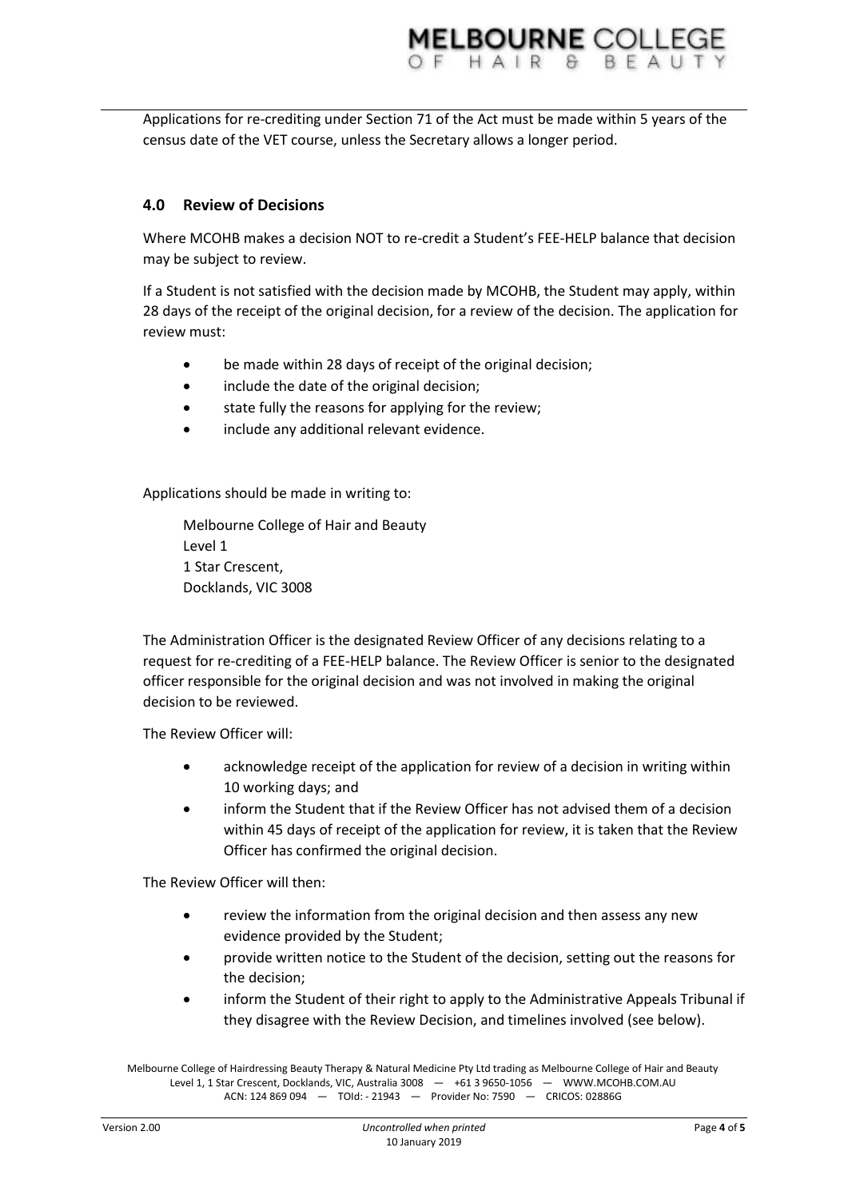Applications for re-crediting under Section 71 of the Act must be made within 5 years of the census date of the VET course, unless the Secretary allows a longer period.

## 4.0 Review of Decisions

Where MCOHB makes a decision NOT to re-credit a Student's FEE-HELP balance that decision may be subject to review.

If a Student is not satisfied with the decision made by MCOHB, the Student may apply, within 28 days of the receipt of the original decision, for a review of the decision. The application for review must:

- be made within 28 days of receipt of the original decision;
- include the date of the original decision;
- state fully the reasons for applying for the review;
- include any additional relevant evidence.

Applications should be made in writing to:

Melbourne College of Hair and Beauty
Level 1
1 Star Crescent,
Docklands, VIC 3008

The Administration Officer is the designated Review Officer of any decisions relating to a request for re-crediting of a FEE-HELP balance. The Review Officer is senior to the designated officer responsible for the original decision and was not involved in making the original decision to be reviewed.

The Review Officer will:

- acknowledge receipt of the application for review of a decision in writing within 10 working days; and
- inform the Student that if the Review Officer has not advised them of a decision within 45 days of receipt of the application for review, it is taken that the Review Officer has confirmed the original decision.

The Review Officer will then:

- review the information from the original decision and then assess any new evidence provided by the Student;
- provide written notice to the Student of the decision, setting out the reasons for the decision;
- inform the Student of their right to apply to the Administrative Appeals Tribunal if they disagree with the Review Decision, and timelines involved (see below).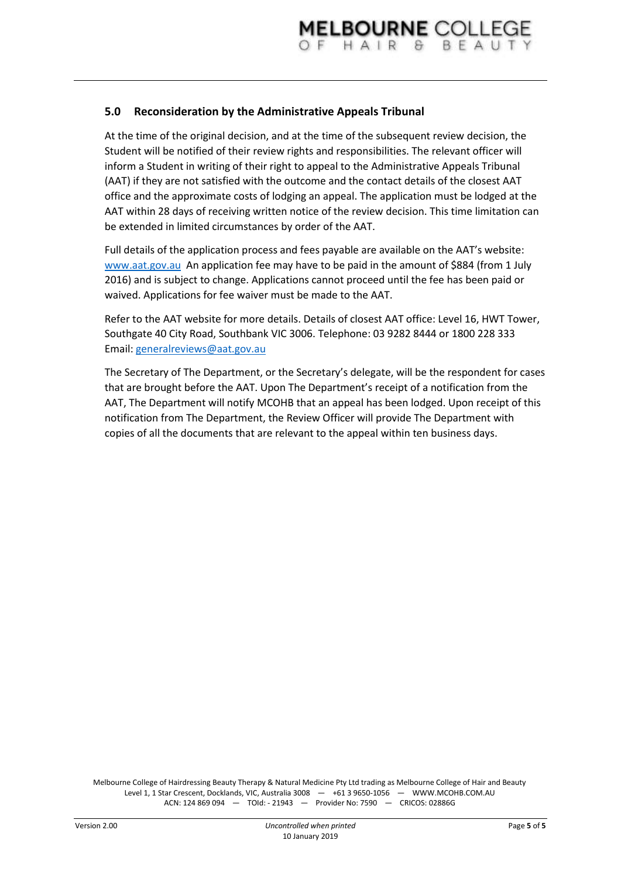## 5.0 Reconsideration by the Administrative Appeals Tribunal

At the time of the original decision, and at the time of the subsequent review decision, the Student will be notified of their review rights and responsibilities. The relevant officer will inform a Student in writing of their right to appeal to the Administrative Appeals Tribunal (AAT) if they are not satisfied with the outcome and the contact details of the closest AAT office and the approximate costs of lodging an appeal. The application must be lodged at the AAT within 28 days of receiving written notice of the review decision. This time limitation can be extended in limited circumstances by order of the AAT.

Full details of the application process and fees payable are available on the AAT's website: [www.aat.gov.au](http://www.aat.gov.au) An application fee may have to be paid in the amount of $884 (from 1 July 2016) and is subject to change. Applications cannot proceed until the fee has been paid or waived. Applications for fee waiver must be made to the AAT.

Refer to the AAT website for more details. Details of closest AAT office: Level 16, HWT Tower, Southgate 40 City Road, Southbank VIC 3006. Telephone: 03 9282 8444 or 1800 228 333 Email: [generalreviews@aat.gov.au](mailto:generalreviews@aat.gov.au)

The Secretary of The Department, or the Secretary's delegate, will be the respondent for cases that are brought before the AAT. Upon The Department's receipt of a notification from the AAT, The Department will notify MCOHB that an appeal has been lodged. Upon receipt of this notification from The Department, the Review Officer will provide The Department with copies of all the documents that are relevant to the appeal within ten business days.